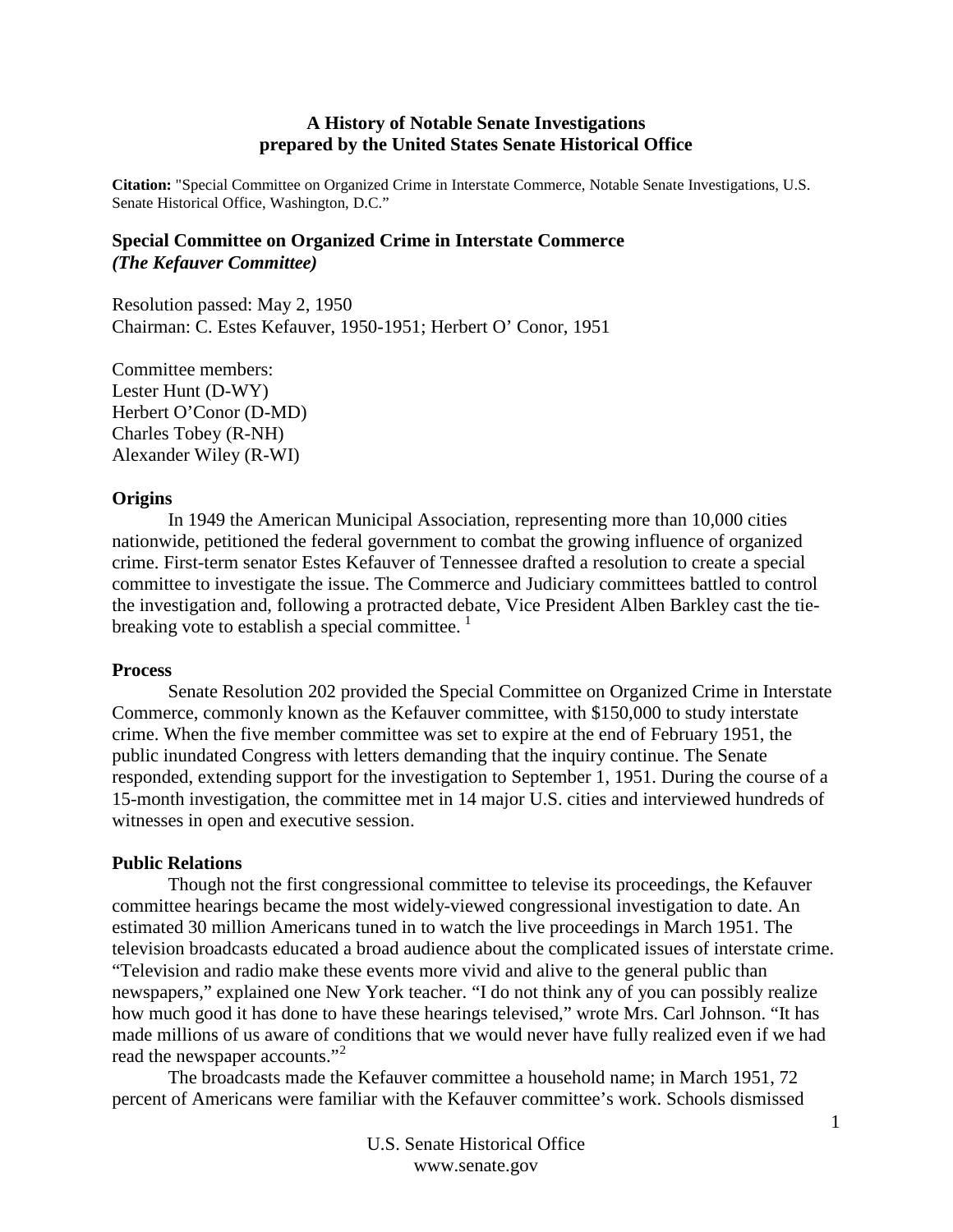**A History of Notable Senate Investigations**
**prepared by the United States Senate Historical Office**

**Citation:** "Special Committee on Organized Crime in Interstate Commerce, Notable Senate Investigations, U.S. Senate Historical Office, Washington, D.C."

## Special Committee on Organized Crime in Interstate Commerce
***(The Kefauver Committee)***

Resolution passed: May 2, 1950
Chairman: C. Estes Kefauver, 1950-1951; Herbert O' Conor, 1951

Committee members:
Lester Hunt (D-WY)
Herbert O'Conor (D-MD)
Charles Tobey (R-NH)
Alexander Wiley (R-WI)

### Origins

In 1949 the American Municipal Association, representing more than 10,000 cities nationwide, petitioned the federal government to combat the growing influence of organized crime. First-term senator Estes Kefauver of Tennessee drafted a resolution to create a special committee to investigate the issue. The Commerce and Judiciary committees battled to control the investigation and, following a protracted debate, Vice President Alben Barkley cast the tie-breaking vote to establish a special committee. [1]

### Process

Senate Resolution 202 provided the Special Committee on Organized Crime in Interstate Commerce, commonly known as the Kefauver committee, with $150,000 to study interstate crime. When the five member committee was set to expire at the end of February 1951, the public inundated Congress with letters demanding that the inquiry continue. The Senate responded, extending support for the investigation to September 1, 1951. During the course of a 15-month investigation, the committee met in 14 major U.S. cities and interviewed hundreds of witnesses in open and executive session.

### Public Relations

Though not the first congressional committee to televise its proceedings, the Kefauver committee hearings became the most widely-viewed congressional investigation to date. An estimated 30 million Americans tuned in to watch the live proceedings in March 1951. The television broadcasts educated a broad audience about the complicated issues of interstate crime. "Television and radio make these events more vivid and alive to the general public than newspapers," explained one New York teacher. "I do not think any of you can possibly realize how much good it has done to have these hearings televised," wrote Mrs. Carl Johnson. "It has made millions of us aware of conditions that we would never have fully realized even if we had read the newspaper accounts."[2]

The broadcasts made the Kefauver committee a household name; in March 1951, 72 percent of Americans were familiar with the Kefauver committee's work. Schools dismissed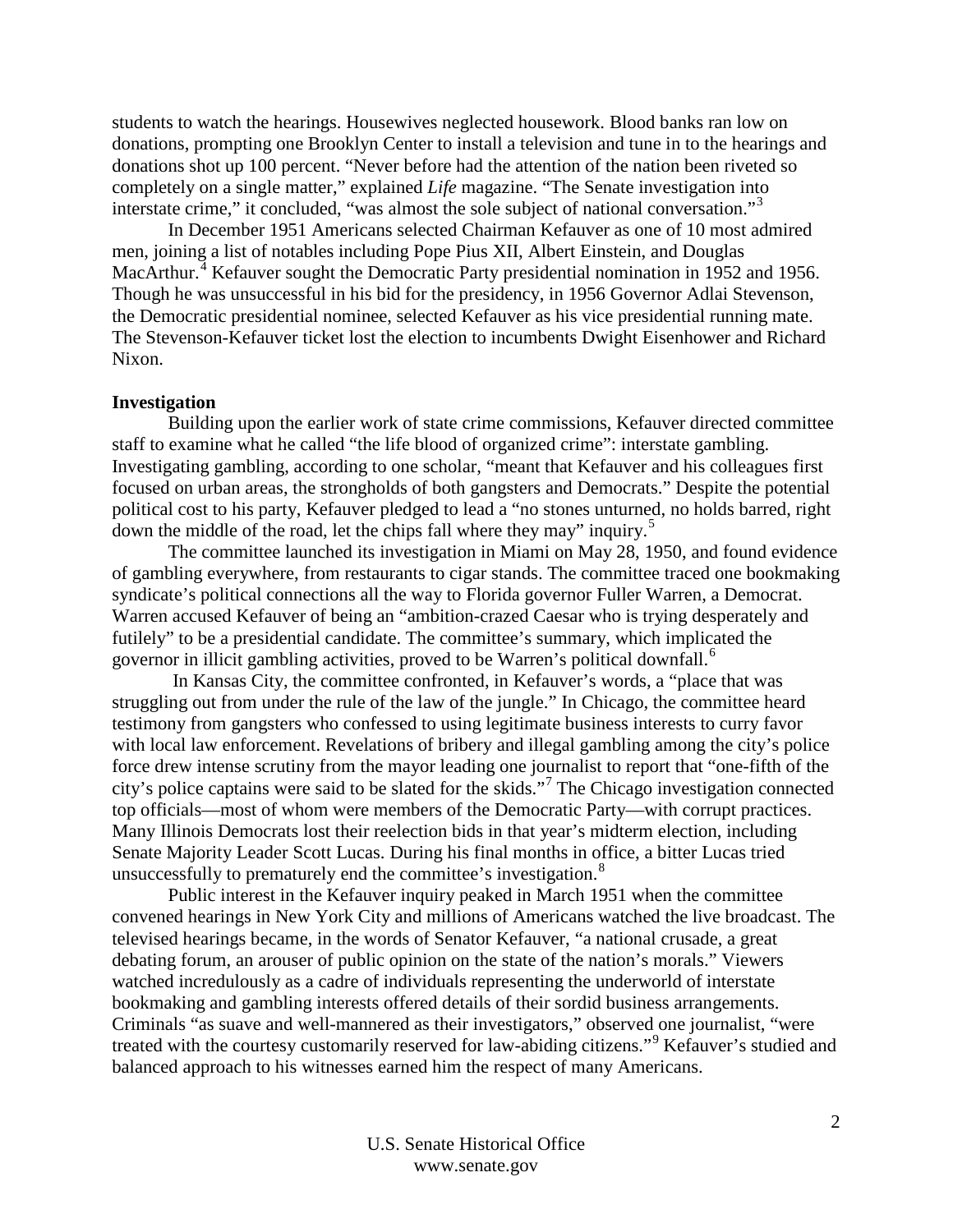students to watch the hearings. Housewives neglected housework. Blood banks ran low on donations, prompting one Brooklyn Center to install a television and tune in to the hearings and donations shot up 100 percent. "Never before had the attention of the nation been riveted so completely on a single matter," explained *Life* magazine. "The Senate investigation into interstate crime," it concluded, "was almost the sole subject of national conversation."[3]

In December 1951 Americans selected Chairman Kefauver as one of 10 most admired men, joining a list of notables including Pope Pius XII, Albert Einstein, and Douglas MacArthur.[4] Kefauver sought the Democratic Party presidential nomination in 1952 and 1956. Though he was unsuccessful in his bid for the presidency, in 1956 Governor Adlai Stevenson, the Democratic presidential nominee, selected Kefauver as his vice presidential running mate. The Stevenson-Kefauver ticket lost the election to incumbents Dwight Eisenhower and Richard Nixon.

**Investigation**

Building upon the earlier work of state crime commissions, Kefauver directed committee staff to examine what he called "the life blood of organized crime": interstate gambling. Investigating gambling, according to one scholar, "meant that Kefauver and his colleagues first focused on urban areas, the strongholds of both gangsters and Democrats." Despite the potential political cost to his party, Kefauver pledged to lead a "no stones unturned, no holds barred, right down the middle of the road, let the chips fall where they may" inquiry.[5]

The committee launched its investigation in Miami on May 28, 1950, and found evidence of gambling everywhere, from restaurants to cigar stands. The committee traced one bookmaking syndicate's political connections all the way to Florida governor Fuller Warren, a Democrat. Warren accused Kefauver of being an "ambition-crazed Caesar who is trying desperately and futilely" to be a presidential candidate. The committee's summary, which implicated the governor in illicit gambling activities, proved to be Warren's political downfall.[6]

In Kansas City, the committee confronted, in Kefauver's words, a "place that was struggling out from under the rule of the law of the jungle." In Chicago, the committee heard testimony from gangsters who confessed to using legitimate business interests to curry favor with local law enforcement. Revelations of bribery and illegal gambling among the city's police force drew intense scrutiny from the mayor leading one journalist to report that "one-fifth of the city's police captains were said to be slated for the skids."[7] The Chicago investigation connected top officials—most of whom were members of the Democratic Party—with corrupt practices. Many Illinois Democrats lost their reelection bids in that year's midterm election, including Senate Majority Leader Scott Lucas. During his final months in office, a bitter Lucas tried unsuccessfully to prematurely end the committee's investigation.[8]

Public interest in the Kefauver inquiry peaked in March 1951 when the committee convened hearings in New York City and millions of Americans watched the live broadcast. The televised hearings became, in the words of Senator Kefauver, "a national crusade, a great debating forum, an arouser of public opinion on the state of the nation's morals." Viewers watched incredulously as a cadre of individuals representing the underworld of interstate bookmaking and gambling interests offered details of their sordid business arrangements. Criminals "as suave and well-mannered as their investigators," observed one journalist, "were treated with the courtesy customarily reserved for law-abiding citizens."[9] Kefauver's studied and balanced approach to his witnesses earned him the respect of many Americans.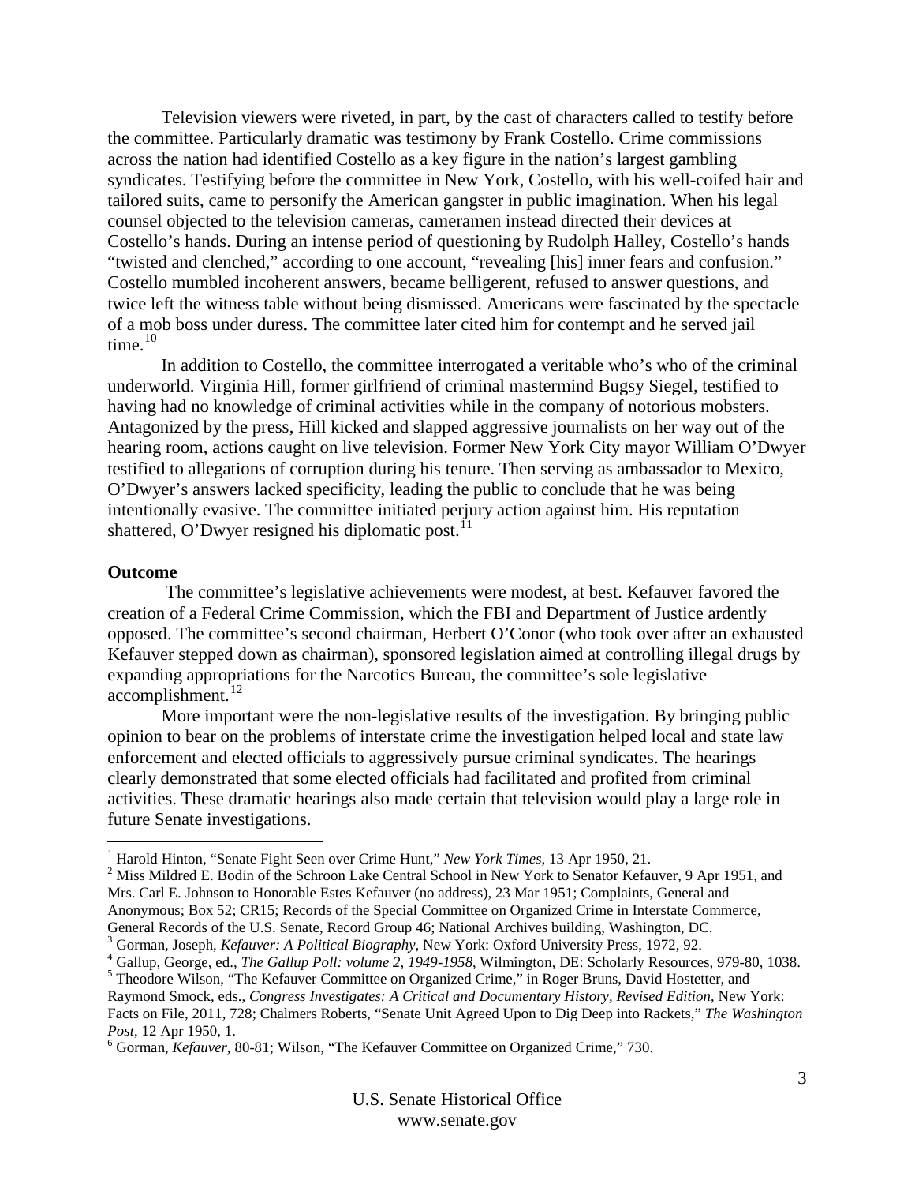Television viewers were riveted, in part, by the cast of characters called to testify before the committee. Particularly dramatic was testimony by Frank Costello. Crime commissions across the nation had identified Costello as a key figure in the nation's largest gambling syndicates. Testifying before the committee in New York, Costello, with his well-coifed hair and tailored suits, came to personify the American gangster in public imagination. When his legal counsel objected to the television cameras, cameramen instead directed their devices at Costello's hands. During an intense period of questioning by Rudolph Halley, Costello's hands "twisted and clenched," according to one account, "revealing [his] inner fears and confusion." Costello mumbled incoherent answers, became belligerent, refused to answer questions, and twice left the witness table without being dismissed. Americans were fascinated by the spectacle of a mob boss under duress. The committee later cited him for contempt and he served jail time.[10]

In addition to Costello, the committee interrogated a veritable who's who of the criminal underworld. Virginia Hill, former girlfriend of criminal mastermind Bugsy Siegel, testified to having had no knowledge of criminal activities while in the company of notorious mobsters. Antagonized by the press, Hill kicked and slapped aggressive journalists on her way out of the hearing room, actions caught on live television. Former New York City mayor William O'Dwyer testified to allegations of corruption during his tenure. Then serving as ambassador to Mexico, O'Dwyer's answers lacked specificity, leading the public to conclude that he was being intentionally evasive. The committee initiated perjury action against him. His reputation shattered, O'Dwyer resigned his diplomatic post.[11]

**Outcome**

The committee's legislative achievements were modest, at best. Kefauver favored the creation of a Federal Crime Commission, which the FBI and Department of Justice ardently opposed. The committee's second chairman, Herbert O'Conor (who took over after an exhausted Kefauver stepped down as chairman), sponsored legislation aimed at controlling illegal drugs by expanding appropriations for the Narcotics Bureau, the committee's sole legislative accomplishment.[12]

More important were the non-legislative results of the investigation. By bringing public opinion to bear on the problems of interstate crime the investigation helped local and state law enforcement and elected officials to aggressively pursue criminal syndicates. The hearings clearly demonstrated that some elected officials had facilitated and profited from criminal activities. These dramatic hearings also made certain that television would play a large role in future Senate investigations.

---

[1] Harold Hinton, "Senate Fight Seen over Crime Hunt," *New York Times*, 13 Apr 1950, 21.

[2] Miss Mildred E. Bodin of the Schroon Lake Central School in New York to Senator Kefauver, 9 Apr 1951, and Mrs. Carl E. Johnson to Honorable Estes Kefauver (no address), 23 Mar 1951; Complaints, General and Anonymous; Box 52; CR15; Records of the Special Committee on Organized Crime in Interstate Commerce, General Records of the U.S. Senate, Record Group 46; National Archives building, Washington, DC.

[3] Gorman, Joseph, *Kefauver: A Political Biography*, New York: Oxford University Press, 1972, 92.

[4] Gallup, George, ed., *The Gallup Poll: volume 2, 1949-1958*, Wilmington, DE: Scholarly Resources, 979-80, 1038.

[5] Theodore Wilson, "The Kefauver Committee on Organized Crime," in Roger Bruns, David Hostetter, and Raymond Smock, eds., *Congress Investigates: A Critical and Documentary History, Revised Edition*, New York: Facts on File, 2011, 728; Chalmers Roberts, "Senate Unit Agreed Upon to Dig Deep into Rackets," *The Washington Post*, 12 Apr 1950, 1.

[6] Gorman, *Kefauver*, 80-81; Wilson, "The Kefauver Committee on Organized Crime," 730.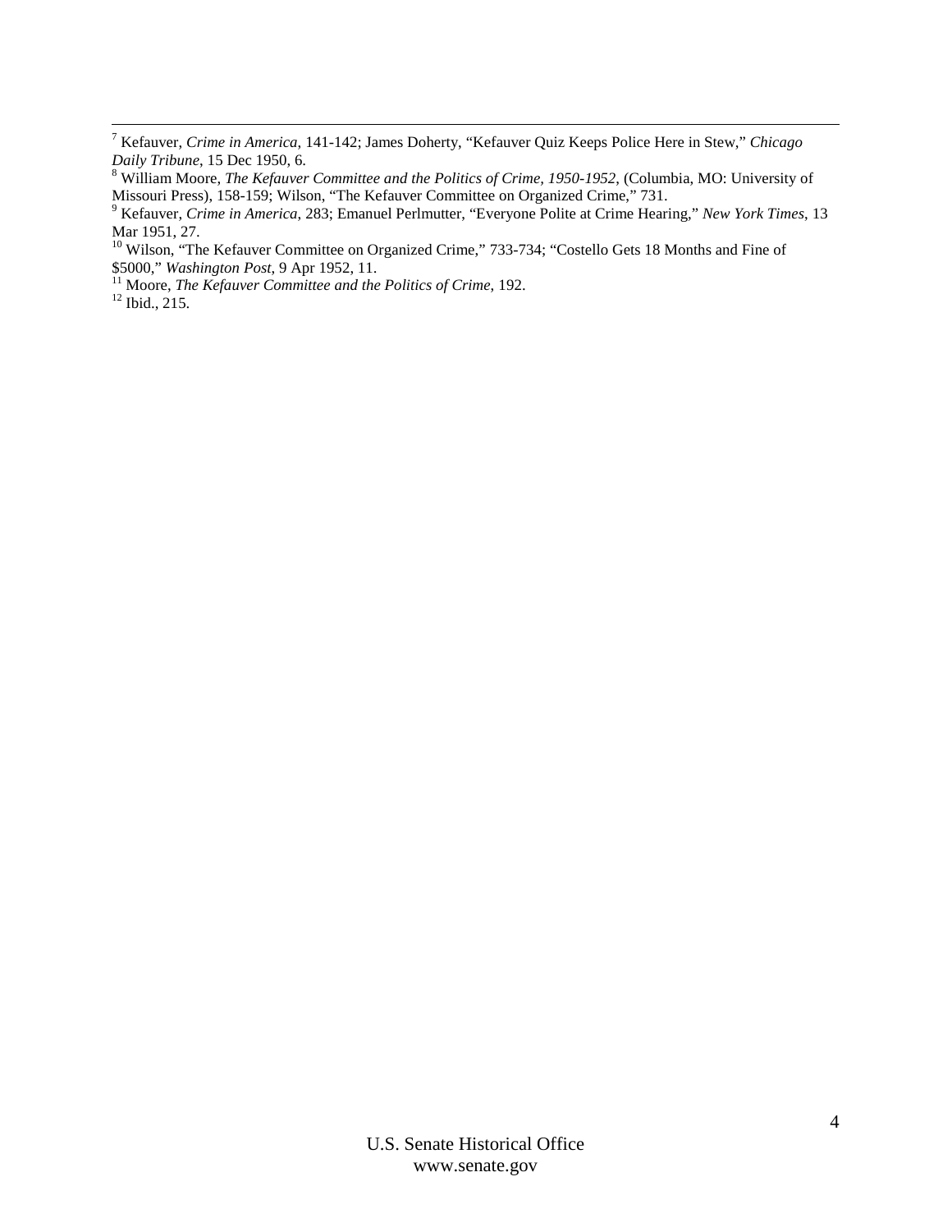[7] Kefauver, *Crime in America*, 141-142; James Doherty, "Kefauver Quiz Keeps Police Here in Stew," *Chicago Daily Tribune*, 15 Dec 1950, 6.

[8] William Moore, *The Kefauver Committee and the Politics of Crime, 1950-1952*, (Columbia, MO: University of Missouri Press), 158-159; Wilson, "The Kefauver Committee on Organized Crime," 731.

[9] Kefauver, *Crime in America*, 283; Emanuel Perlmutter, "Everyone Polite at Crime Hearing," *New York Times*, 13 Mar 1951, 27.

[10] Wilson, "The Kefauver Committee on Organized Crime," 733-734; "Costello Gets 18 Months and Fine of $5000," *Washington Post*, 9 Apr 1952, 11.

[11] Moore, *The Kefauver Committee and the Politics of Crime*, 192.

[12] Ibid., 215.

U.S. Senate Historical Office
www.senate.gov